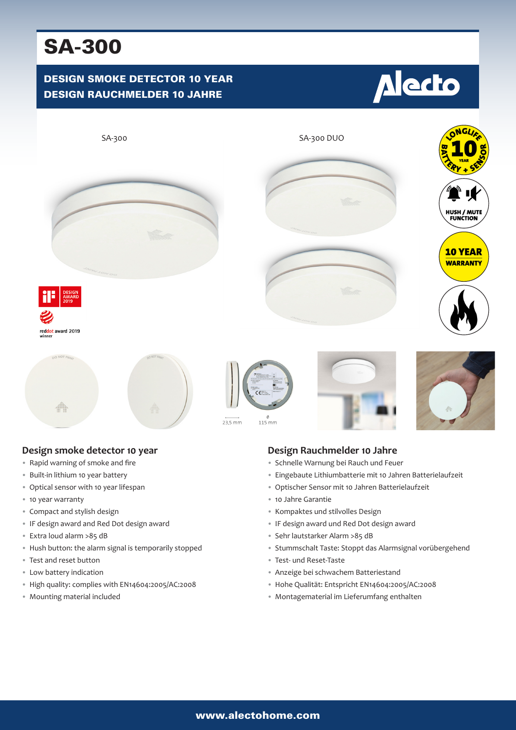# SA-300

## DESIGN SMOKE DETECTOR 10 YEAR
## DESIGN RAUCHMELDER 10 JAHRE

Alecto

SA-300

SA-300 DUO

LONGLIFE 10 YEAR BATTERY + SENSOR

HUSH / MUTE FUNCTION

10 YEAR WARRANTY

iF DESIGN AWARD 2019

reddot award 2019 winner

23,5 mm

Ø 115 mm

### Design smoke detector 10 year

- Rapid warning of smoke and fire
- Built-in lithium 10 year battery
- Optical sensor with 10 year lifespan
- 10 year warranty
- Compact and stylish design
- IF design award and Red Dot design award
- Extra loud alarm >85 dB
- Hush button: the alarm signal is temporarily stopped
- Test and reset button
- Low battery indication
- High quality: complies with EN14604:2005/AC:2008
- Mounting material included

### Design Rauchmelder 10 Jahre

- Schnelle Warnung bei Rauch und Feuer
- Eingebaute Lithiumbatterie mit 10 Jahren Batterielaufzeit
- Optischer Sensor mit 10 Jahren Batterielaufzeit
- 10 Jahre Garantie
- Kompaktes und stilvolles Design
- IF design award und Red Dot design award
- Sehr lautstarker Alarm >85 dB
- Stummschalt Taste: Stoppt das Alarmsignal vorübergehend
- Test- und Reset-Taste
- Anzeige bei schwachem Batteriestand
- Hohe Qualität: Entspricht EN14604:2005/AC:2008
- Montagematerial im Lieferumfang enthalten

www.alectohome.com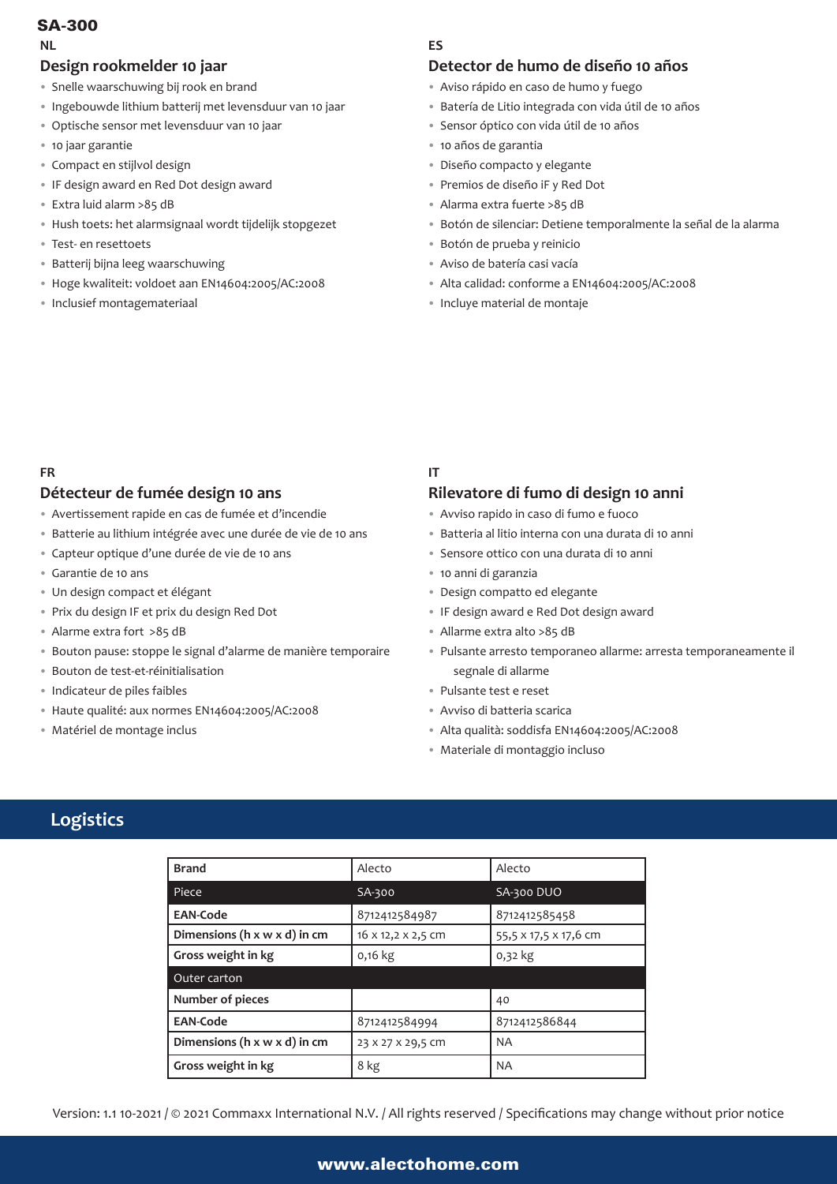**SA-300**

## NL

### Design rookmelder 10 jaar

- Snelle waarschuwing bij rook en brand
- Ingebouwde lithium batterij met levensduur van 10 jaar
- Optische sensor met levensduur van 10 jaar
- 10 jaar garantie
- Compact en stijlvol design
- IF design award en Red Dot design award
- Extra luid alarm >85 dB
- Hush toets: het alarmsignaal wordt tijdelijk stopgezet
- Test- en resettoets
- Batterij bijna leeg waarschuwing
- Hoge kwaliteit: voldoet aan EN14604:2005/AC:2008
- Inclusief montagemateriaal

## ES

### Detector de humo de diseño 10 años

- Aviso rápido en caso de humo y fuego
- Batería de Litio integrada con vida útil de 10 años
- Sensor óptico con vida útil de 10 años
- 10 años de garantia
- Diseño compacto y elegante
- Premios de diseño iF y Red Dot
- Alarma extra fuerte >85 dB
- Botón de silenciar: Detiene temporalmente la señal de la alarma
- Botón de prueba y reinicio
- Aviso de batería casi vacía
- Alta calidad: conforme a EN14604:2005/AC:2008
- Incluye material de montaje

## FR

### Détecteur de fumée design 10 ans

- Avertissement rapide en cas de fumée et d'incendie
- Batterie au lithium intégrée avec une durée de vie de 10 ans
- Capteur optique d'une durée de vie de 10 ans
- Garantie de 10 ans
- Un design compact et élégant
- Prix du design IF et prix du design Red Dot
- Alarme extra fort >85 dB
- Bouton pause: stoppe le signal d'alarme de manière temporaire
- Bouton de test-et-réinitialisation
- Indicateur de piles faibles
- Haute qualité: aux normes EN14604:2005/AC:2008
- Matériel de montage inclus

## IT

### Rilevatore di fumo di design 10 anni

- Avviso rapido in caso di fumo e fuoco
- Batteria al litio interna con una durata di 10 anni
- Sensore ottico con una durata di 10 anni
- 10 anni di garanzia
- Design compatto ed elegante
- IF design award e Red Dot design award
- Allarme extra alto >85 dB
- Pulsante arresto temporaneo allarme: arresta temporaneamente il segnale di allarme
- Pulsante test e reset
- Avviso di batteria scarica
- Alta qualità: soddisfa EN14604:2005/AC:2008
- Materiale di montaggio incluso

## Logistics

| | | |
|---|---|---|
| **Brand** | Alecto | Alecto |
| Piece | SA-300 | SA-300 DUO |
| **EAN-Code** | 8712412584987 | 8712412585458 |
| **Dimensions (h x w x d) in cm** | 16 x 12,2 x 2,5 cm | 55,5 x 17,5 x 17,6 cm |
| **Gross weight in kg** | 0,16 kg | 0,32 kg |
| Outer carton | | |
| **Number of pieces** | | 40 |
| **EAN-Code** | 8712412584994 | 8712412586844 |
| **Dimensions (h x w x d) in cm** | 23 x 27 x 29,5 cm | NA |
| **Gross weight in kg** | 8 kg | NA |

Version: 1.1 10-2021 / © 2021 Commaxx International N.V. / All rights reserved / Specifications may change without prior notice

www.alectohome.com